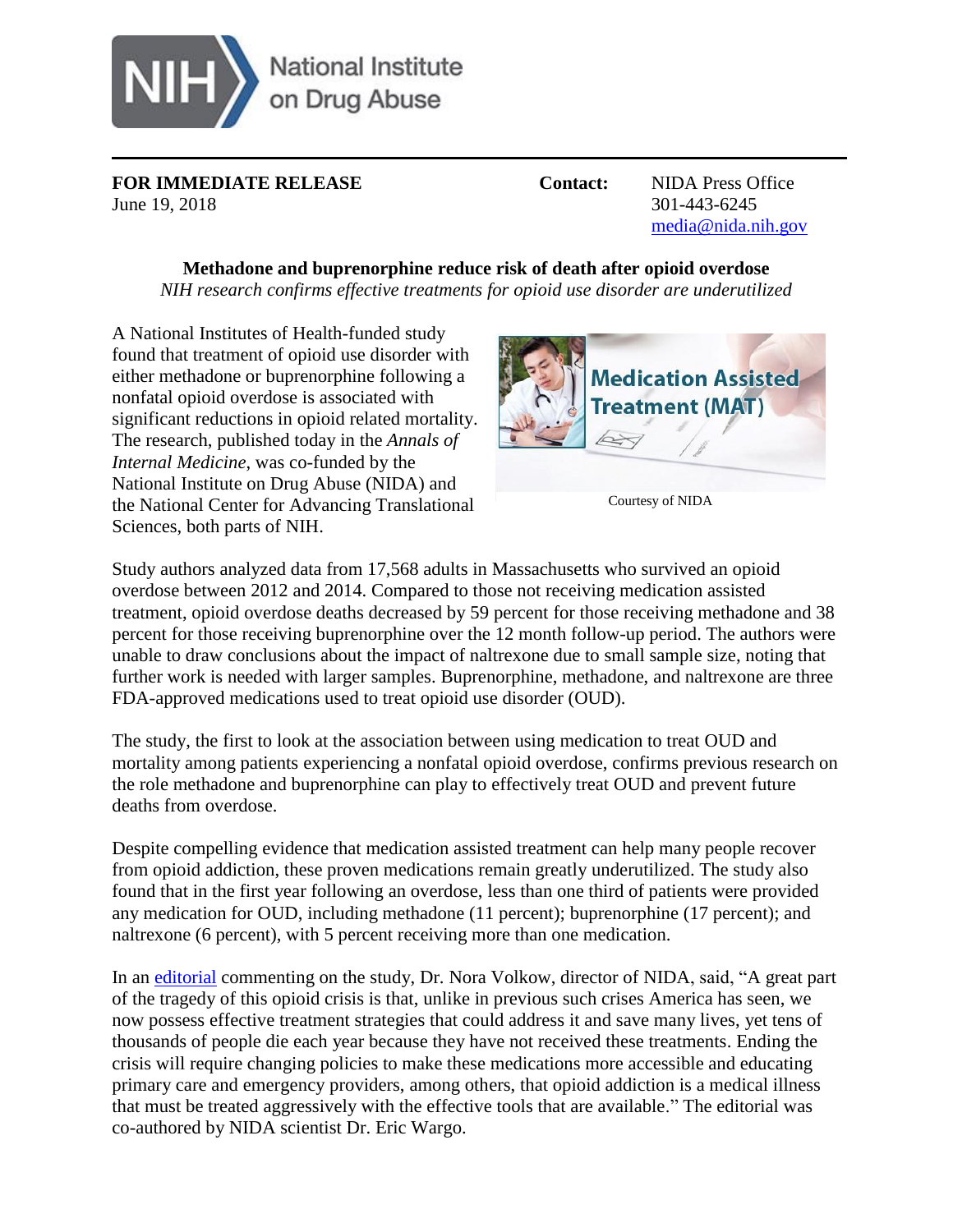NIH National Institute on Drug Abuse

**FOR IMMEDIATE RELEASE**
June 19, 2018

**Contact:** NIDA Press Office
301-443-6245
media@nida.nih.gov

**Methadone and buprenorphine reduce risk of death after opioid overdose**

*NIH research confirms effective treatments for opioid use disorder are underutilized*

A National Institutes of Health-funded study found that treatment of opioid use disorder with either methadone or buprenorphine following a nonfatal opioid overdose is associated with significant reductions in opioid related mortality. The research, published today in the *Annals of Internal Medicine*, was co-funded by the National Institute on Drug Abuse (NIDA) and the National Center for Advancing Translational Sciences, both parts of NIH.

Courtesy of NIDA

Study authors analyzed data from 17,568 adults in Massachusetts who survived an opioid overdose between 2012 and 2014. Compared to those not receiving medication assisted treatment, opioid overdose deaths decreased by 59 percent for those receiving methadone and 38 percent for those receiving buprenorphine over the 12 month follow-up period. The authors were unable to draw conclusions about the impact of naltrexone due to small sample size, noting that further work is needed with larger samples. Buprenorphine, methadone, and naltrexone are three FDA-approved medications used to treat opioid use disorder (OUD).

The study, the first to look at the association between using medication to treat OUD and mortality among patients experiencing a nonfatal opioid overdose, confirms previous research on the role methadone and buprenorphine can play to effectively treat OUD and prevent future deaths from overdose.

Despite compelling evidence that medication assisted treatment can help many people recover from opioid addiction, these proven medications remain greatly underutilized. The study also found that in the first year following an overdose, less than one third of patients were provided any medication for OUD, including methadone (11 percent); buprenorphine (17 percent); and naltrexone (6 percent), with 5 percent receiving more than one medication.

In an editorial commenting on the study, Dr. Nora Volkow, director of NIDA, said, "A great part of the tragedy of this opioid crisis is that, unlike in previous such crises America has seen, we now possess effective treatment strategies that could address it and save many lives, yet tens of thousands of people die each year because they have not received these treatments. Ending the crisis will require changing policies to make these medications more accessible and educating primary care and emergency providers, among others, that opioid addiction is a medical illness that must be treated aggressively with the effective tools that are available." The editorial was co-authored by NIDA scientist Dr. Eric Wargo.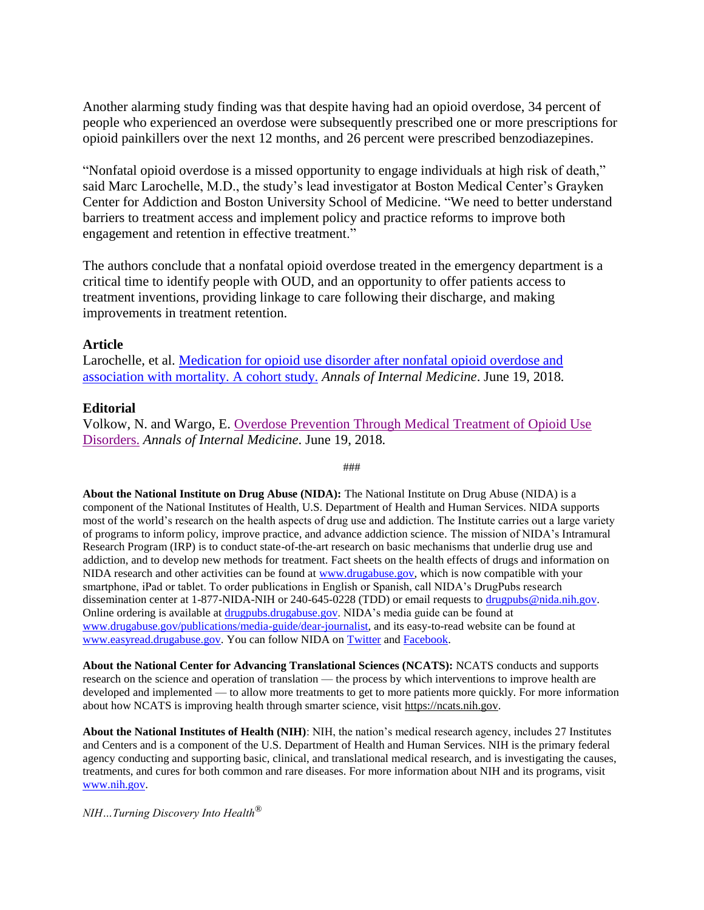Another alarming study finding was that despite having had an opioid overdose, 34 percent of people who experienced an overdose were subsequently prescribed one or more prescriptions for opioid painkillers over the next 12 months, and 26 percent were prescribed benzodiazepines.

"Nonfatal opioid overdose is a missed opportunity to engage individuals at high risk of death," said Marc Larochelle, M.D., the study's lead investigator at Boston Medical Center's Grayken Center for Addiction and Boston University School of Medicine. "We need to better understand barriers to treatment access and implement policy and practice reforms to improve both engagement and retention in effective treatment."

The authors conclude that a nonfatal opioid overdose treated in the emergency department is a critical time to identify people with OUD, and an opportunity to offer patients access to treatment inventions, providing linkage to care following their discharge, and making improvements in treatment retention.

## Article

Larochelle, et al. Medication for opioid use disorder after nonfatal opioid overdose and association with mortality. A cohort study. *Annals of Internal Medicine*. June 19, 2018.

## Editorial

Volkow, N. and Wargo, E. Overdose Prevention Through Medical Treatment of Opioid Use Disorders. *Annals of Internal Medicine*. June 19, 2018.

###

**About the National Institute on Drug Abuse (NIDA):** The National Institute on Drug Abuse (NIDA) is a component of the National Institutes of Health, U.S. Department of Health and Human Services. NIDA supports most of the world's research on the health aspects of drug use and addiction. The Institute carries out a large variety of programs to inform policy, improve practice, and advance addiction science. The mission of NIDA's Intramural Research Program (IRP) is to conduct state-of-the-art research on basic mechanisms that underlie drug use and addiction, and to develop new methods for treatment. Fact sheets on the health effects of drugs and information on NIDA research and other activities can be found at www.drugabuse.gov, which is now compatible with your smartphone, iPad or tablet. To order publications in English or Spanish, call NIDA's DrugPubs research dissemination center at 1-877-NIDA-NIH or 240-645-0228 (TDD) or email requests to drugpubs@nida.nih.gov. Online ordering is available at drugpubs.drugabuse.gov. NIDA's media guide can be found at www.drugabuse.gov/publications/media-guide/dear-journalist, and its easy-to-read website can be found at www.easyread.drugabuse.gov. You can follow NIDA on Twitter and Facebook.

**About the National Center for Advancing Translational Sciences (NCATS):** NCATS conducts and supports research on the science and operation of translation — the process by which interventions to improve health are developed and implemented — to allow more treatments to get to more patients more quickly. For more information about how NCATS is improving health through smarter science, visit https://ncats.nih.gov.

**About the National Institutes of Health (NIH)**: NIH, the nation's medical research agency, includes 27 Institutes and Centers and is a component of the U.S. Department of Health and Human Services. NIH is the primary federal agency conducting and supporting basic, clinical, and translational medical research, and is investigating the causes, treatments, and cures for both common and rare diseases. For more information about NIH and its programs, visit www.nih.gov.

*NIH…Turning Discovery Into Health®*